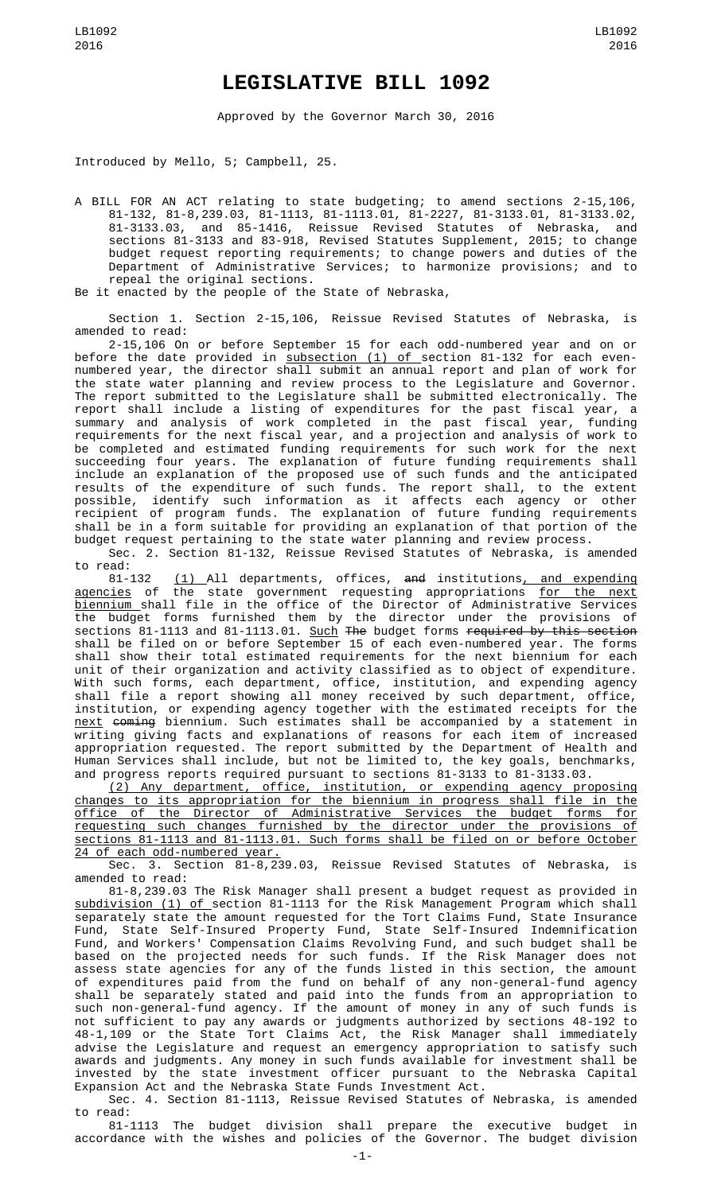# LEGISLATIVE BILL 1092

Approved by the Governor March 30, 2016

Introduced by Mello, 5; Campbell, 25.

A BILL FOR AN ACT relating to state budgeting; to amend sections 2-15,106, 81-132, 81-8,239.03, 81-1113, 81-1113.01, 81-2227, 81-3133.01, 81-3133.02, 81-3133.03, and 85-1416, Reissue Revised Statutes of Nebraska, and sections 81-3133 and 83-918, Revised Statutes Supplement, 2015; to change budget request reporting requirements; to change powers and duties of the Department of Administrative Services; to harmonize provisions; and to repeal the original sections.

Be it enacted by the people of the State of Nebraska,

Section 1. Section 2-15,106, Reissue Revised Statutes of Nebraska, is amended to read:

2-15,106 On or before September 15 for each odd-numbered year and on or before the date provided in subsection (1) of section 81-132 for each even-numbered year, the director shall submit an annual report and plan of work for the state water planning and review process to the Legislature and Governor. The report submitted to the Legislature shall be submitted electronically. The report shall include a listing of expenditures for the past fiscal year, a summary and analysis of work completed in the past fiscal year, funding requirements for the next fiscal year, and a projection and analysis of work to be completed and estimated funding requirements for such work for the next succeeding four years. The explanation of future funding requirements shall include an explanation of the proposed use of such funds and the anticipated results of the expenditure of such funds. The report shall, to the extent possible, identify such information as it affects each agency or other recipient of program funds. The explanation of future funding requirements shall be in a form suitable for providing an explanation of that portion of the budget request pertaining to the state water planning and review process.

Sec. 2. Section 81-132, Reissue Revised Statutes of Nebraska, is amended to read:

81-132 (1) All departments, offices, ~~and~~ institutions, and expending agencies of the state government requesting appropriations for the next biennium shall file in the office of the Director of Administrative Services the budget forms furnished them by the director under the provisions of sections 81-1113 and 81-1113.01. Such ~~The~~ budget forms ~~required by this section~~ shall be filed on or before September 15 of each even-numbered year. The forms shall show their total estimated requirements for the next biennium for each unit of their organization and activity classified as to object of expenditure. With such forms, each department, office, institution, and expending agency shall file a report showing all money received by such department, office, institution, or expending agency together with the estimated receipts for the next ~~coming~~ biennium. Such estimates shall be accompanied by a statement in writing giving facts and explanations of reasons for each item of increased appropriation requested. The report submitted by the Department of Health and Human Services shall include, but not be limited to, the key goals, benchmarks, and progress reports required pursuant to sections 81-3133 to 81-3133.03.

(2) Any department, office, institution, or expending agency proposing changes to its appropriation for the biennium in progress shall file in the office of the Director of Administrative Services the budget forms for requesting such changes furnished by the director under the provisions of sections 81-1113 and 81-1113.01. Such forms shall be filed on or before October 24 of each odd-numbered year.

Sec. 3. Section 81-8,239.03, Reissue Revised Statutes of Nebraska, is amended to read:

81-8,239.03 The Risk Manager shall present a budget request as provided in subdivision (1) of section 81-1113 for the Risk Management Program which shall separately state the amount requested for the Tort Claims Fund, State Insurance Fund, State Self-Insured Property Fund, State Self-Insured Indemnification Fund, and Workers' Compensation Claims Revolving Fund, and such budget shall be based on the projected needs for such funds. If the Risk Manager does not assess state agencies for any of the funds listed in this section, the amount of expenditures paid from the fund on behalf of any non-general-fund agency shall be separately stated and paid into the funds from an appropriation to such non-general-fund agency. If the amount of money in any of such funds is not sufficient to pay any awards or judgments authorized by sections 48-192 to 48-1,109 or the State Tort Claims Act, the Risk Manager shall immediately advise the Legislature and request an emergency appropriation to satisfy such awards and judgments. Any money in such funds available for investment shall be invested by the state investment officer pursuant to the Nebraska Capital Expansion Act and the Nebraska State Funds Investment Act.

Sec. 4. Section 81-1113, Reissue Revised Statutes of Nebraska, is amended to read:

81-1113 The budget division shall prepare the executive budget in accordance with the wishes and policies of the Governor. The budget division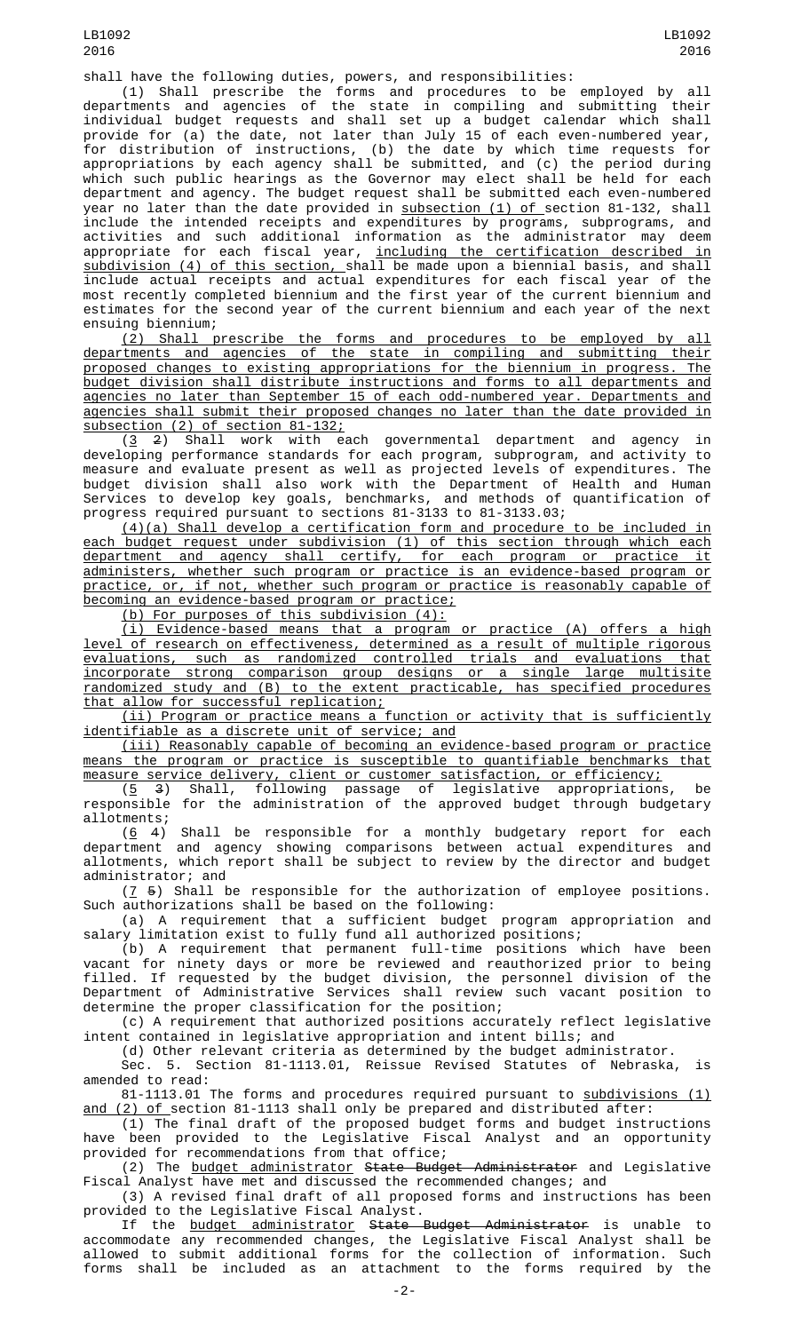shall have the following duties, powers, and responsibilities:

(1) Shall prescribe the forms and procedures to be employed by all departments and agencies of the state in compiling and submitting their individual budget requests and shall set up a budget calendar which shall provide for (a) the date, not later than July 15 of each even-numbered year, for distribution of instructions, (b) the date by which time requests for appropriations by each agency shall be submitted, and (c) the period during which such public hearings as the Governor may elect shall be held for each department and agency. The budget request shall be submitted each even-numbered year no later than the date provided in subsection (1) of section 81-132, shall include the intended receipts and expenditures by programs, subprograms, and activities and such additional information as the administrator may deem appropriate for each fiscal year, including the certification described in subdivision (4) of this section, shall be made upon a biennial basis, and shall include actual receipts and actual expenditures for each fiscal year of the most recently completed biennium and the first year of the current biennium and estimates for the second year of the current biennium and each year of the next ensuing biennium;

(2) Shall prescribe the forms and procedures to be employed by all departments and agencies of the state in compiling and submitting their proposed changes to existing appropriations for the biennium in progress. The budget division shall distribute instructions and forms to all departments and agencies no later than September 15 of each odd-numbered year. Departments and agencies shall submit their proposed changes no later than the date provided in subsection (2) of section 81-132;

(3 2) Shall work with each governmental department and agency in developing performance standards for each program, subprogram, and activity to measure and evaluate present as well as projected levels of expenditures. The budget division shall also work with the Department of Health and Human Services to develop key goals, benchmarks, and methods of quantification of progress required pursuant to sections 81-3133 to 81-3133.03;

(4)(a) Shall develop a certification form and procedure to be included in each budget request under subdivision (1) of this section through which each department and agency shall certify, for each program or practice it administers, whether such program or practice is an evidence-based program or practice, or, if not, whether such program or practice is reasonably capable of becoming an evidence-based program or practice;

(b) For purposes of this subdivision (4):

(i) Evidence-based means that a program or practice (A) offers a high level of research on effectiveness, determined as a result of multiple rigorous evaluations, such as randomized controlled trials and evaluations that incorporate strong comparison group designs or a single large multisite randomized study and (B) to the extent practicable, has specified procedures that allow for successful replication;

(ii) Program or practice means a function or activity that is sufficiently identifiable as a discrete unit of service; and

(iii) Reasonably capable of becoming an evidence-based program or practice means the program or practice is susceptible to quantifiable benchmarks that measure service delivery, client or customer satisfaction, or efficiency;

(5 3) Shall, following passage of legislative appropriations, be responsible for the administration of the approved budget through budgetary allotments;

(6 4) Shall be responsible for a monthly budgetary report for each department and agency showing comparisons between actual expenditures and allotments, which report shall be subject to review by the director and budget administrator; and

(7 5) Shall be responsible for the authorization of employee positions. Such authorizations shall be based on the following:

(a) A requirement that a sufficient budget program appropriation and salary limitation exist to fully fund all authorized positions;

(b) A requirement that permanent full-time positions which have been vacant for ninety days or more be reviewed and reauthorized prior to being filled. If requested by the budget division, the personnel division of the Department of Administrative Services shall review such vacant position to determine the proper classification for the position;

(c) A requirement that authorized positions accurately reflect legislative intent contained in legislative appropriation and intent bills; and

(d) Other relevant criteria as determined by the budget administrator.

Sec. 5. Section 81-1113.01, Reissue Revised Statutes of Nebraska, is amended to read:

81-1113.01 The forms and procedures required pursuant to subdivisions (1) and (2) of section 81-1113 shall only be prepared and distributed after:

(1) The final draft of the proposed budget forms and budget instructions have been provided to the Legislative Fiscal Analyst and an opportunity provided for recommendations from that office;

(2) The budget administrator State Budget Administrator and Legislative Fiscal Analyst have met and discussed the recommended changes; and

(3) A revised final draft of all proposed forms and instructions has been provided to the Legislative Fiscal Analyst.

If the budget administrator State Budget Administrator is unable to accommodate any recommended changes, the Legislative Fiscal Analyst shall be allowed to submit additional forms for the collection of information. Such forms shall be included as an attachment to the forms required by the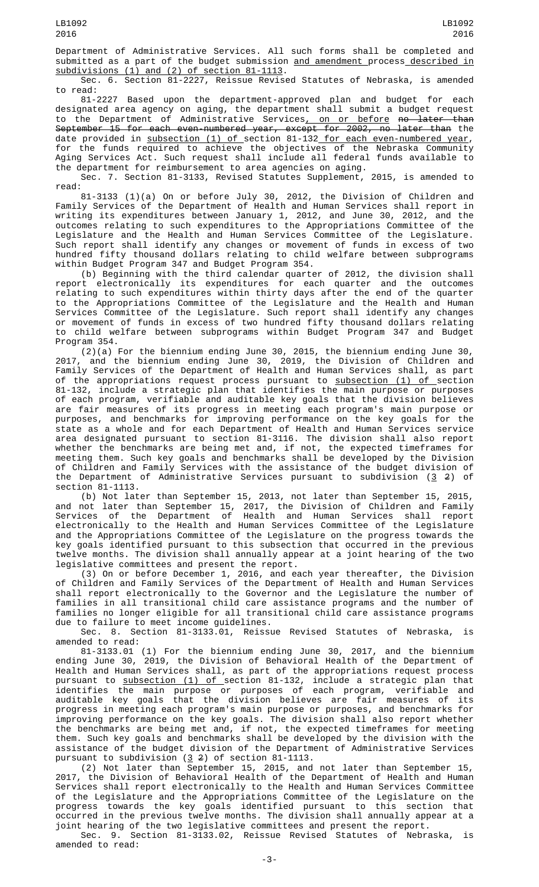Department of Administrative Services. All such forms shall be completed and submitted as a part of the budget submission and amendment process described in subdivisions (1) and (2) of section 81-1113.

Sec. 6. Section 81-2227, Reissue Revised Statutes of Nebraska, is amended to read:

81-2227 Based upon the department-approved plan and budget for each designated area agency on aging, the department shall submit a budget request to the Department of Administrative Services, on or before ~~no later than September 15 for each even-numbered year, except for 2002, no later than~~ the date provided in subsection (1) of section 81-132 for each even-numbered year, for the funds required to achieve the objectives of the Nebraska Community Aging Services Act. Such request shall include all federal funds available to the department for reimbursement to area agencies on aging.

Sec. 7. Section 81-3133, Revised Statutes Supplement, 2015, is amended to read:

81-3133 (1)(a) On or before July 30, 2012, the Division of Children and Family Services of the Department of Health and Human Services shall report in writing its expenditures between January 1, 2012, and June 30, 2012, and the outcomes relating to such expenditures to the Appropriations Committee of the Legislature and the Health and Human Services Committee of the Legislature. Such report shall identify any changes or movement of funds in excess of two hundred fifty thousand dollars relating to child welfare between subprograms within Budget Program 347 and Budget Program 354.

(b) Beginning with the third calendar quarter of 2012, the division shall report electronically its expenditures for each quarter and the outcomes relating to such expenditures within thirty days after the end of the quarter to the Appropriations Committee of the Legislature and the Health and Human Services Committee of the Legislature. Such report shall identify any changes or movement of funds in excess of two hundred fifty thousand dollars relating to child welfare between subprograms within Budget Program 347 and Budget Program 354.

(2)(a) For the biennium ending June 30, 2015, the biennium ending June 30, 2017, and the biennium ending June 30, 2019, the Division of Children and Family Services of the Department of Health and Human Services shall, as part of the appropriations request process pursuant to subsection (1) of section 81-132, include a strategic plan that identifies the main purpose or purposes of each program, verifiable and auditable key goals that the division believes are fair measures of its progress in meeting each program's main purpose or purposes, and benchmarks for improving performance on the key goals for the state as a whole and for each Department of Health and Human Services service area designated pursuant to section 81-3116. The division shall also report whether the benchmarks are being met and, if not, the expected timeframes for meeting them. Such key goals and benchmarks shall be developed by the Division of Children and Family Services with the assistance of the budget division of the Department of Administrative Services pursuant to subdivision (3 ~~2~~) of section 81-1113.

(b) Not later than September 15, 2013, not later than September 15, 2015, and not later than September 15, 2017, the Division of Children and Family Services of the Department of Health and Human Services shall report electronically to the Health and Human Services Committee of the Legislature and the Appropriations Committee of the Legislature on the progress towards the key goals identified pursuant to this subsection that occurred in the previous twelve months. The division shall annually appear at a joint hearing of the two legislative committees and present the report.

(3) On or before December 1, 2016, and each year thereafter, the Division of Children and Family Services of the Department of Health and Human Services shall report electronically to the Governor and the Legislature the number of families in all transitional child care assistance programs and the number of families no longer eligible for all transitional child care assistance programs due to failure to meet income guidelines.

Sec. 8. Section 81-3133.01, Reissue Revised Statutes of Nebraska, is amended to read:

81-3133.01 (1) For the biennium ending June 30, 2017, and the biennium ending June 30, 2019, the Division of Behavioral Health of the Department of Health and Human Services shall, as part of the appropriations request process pursuant to subsection (1) of section 81-132, include a strategic plan that identifies the main purpose or purposes of each program, verifiable and auditable key goals that the division believes are fair measures of its progress in meeting each program's main purpose or purposes, and benchmarks for improving performance on the key goals. The division shall also report whether the benchmarks are being met and, if not, the expected timeframes for meeting them. Such key goals and benchmarks shall be developed by the division with the assistance of the budget division of the Department of Administrative Services pursuant to subdivision (3 ~~2~~) of section 81-1113.

(2) Not later than September 15, 2015, and not later than September 15, 2017, the Division of Behavioral Health of the Department of Health and Human Services shall report electronically to the Health and Human Services Committee of the Legislature and the Appropriations Committee of the Legislature on the progress towards the key goals identified pursuant to this section that occurred in the previous twelve months. The division shall annually appear at a joint hearing of the two legislative committees and present the report.

Sec. 9. Section 81-3133.02, Reissue Revised Statutes of Nebraska, is amended to read: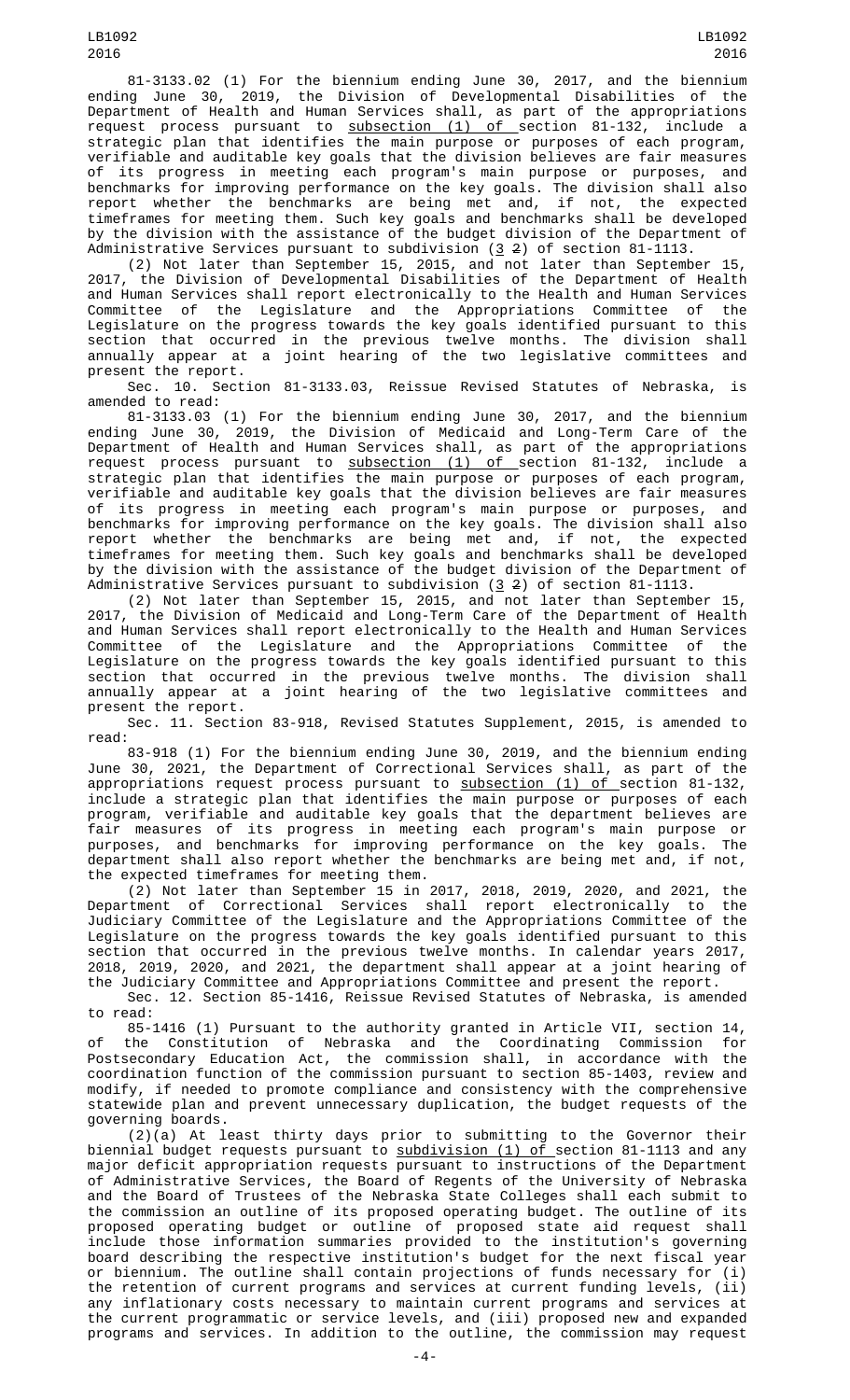81-3133.02 (1) For the biennium ending June 30, 2017, and the biennium ending June 30, 2019, the Division of Developmental Disabilities of the Department of Health and Human Services shall, as part of the appropriations request process pursuant to subsection (1) of section 81-132, include a strategic plan that identifies the main purpose or purposes of each program, verifiable and auditable key goals that the division believes are fair measures of its progress in meeting each program's main purpose or purposes, and benchmarks for improving performance on the key goals. The division shall also report whether the benchmarks are being met and, if not, the expected timeframes for meeting them. Such key goals and benchmarks shall be developed by the division with the assistance of the budget division of the Department of Administrative Services pursuant to subdivision (3 2) of section 81-1113.

(2) Not later than September 15, 2015, and not later than September 15, 2017, the Division of Developmental Disabilities of the Department of Health and Human Services shall report electronically to the Health and Human Services Committee of the Legislature and the Appropriations Committee of the Legislature on the progress towards the key goals identified pursuant to this section that occurred in the previous twelve months. The division shall annually appear at a joint hearing of the two legislative committees and present the report.

Sec. 10. Section 81-3133.03, Reissue Revised Statutes of Nebraska, is amended to read:

81-3133.03 (1) For the biennium ending June 30, 2017, and the biennium ending June 30, 2019, the Division of Medicaid and Long-Term Care of the Department of Health and Human Services shall, as part of the appropriations request process pursuant to subsection (1) of section 81-132, include a strategic plan that identifies the main purpose or purposes of each program, verifiable and auditable key goals that the division believes are fair measures of its progress in meeting each program's main purpose or purposes, and benchmarks for improving performance on the key goals. The division shall also report whether the benchmarks are being met and, if not, the expected timeframes for meeting them. Such key goals and benchmarks shall be developed by the division with the assistance of the budget division of the Department of Administrative Services pursuant to subdivision (3 2) of section 81-1113.

(2) Not later than September 15, 2015, and not later than September 15, 2017, the Division of Medicaid and Long-Term Care of the Department of Health and Human Services shall report electronically to the Health and Human Services Committee of the Legislature and the Appropriations Committee of the Legislature on the progress towards the key goals identified pursuant to this section that occurred in the previous twelve months. The division shall annually appear at a joint hearing of the two legislative committees and present the report.

Sec. 11. Section 83-918, Revised Statutes Supplement, 2015, is amended to read:

83-918 (1) For the biennium ending June 30, 2019, and the biennium ending June 30, 2021, the Department of Correctional Services shall, as part of the appropriations request process pursuant to subsection (1) of section 81-132, include a strategic plan that identifies the main purpose or purposes of each program, verifiable and auditable key goals that the department believes are fair measures of its progress in meeting each program's main purpose or purposes, and benchmarks for improving performance on the key goals. The department shall also report whether the benchmarks are being met and, if not, the expected timeframes for meeting them.

(2) Not later than September 15 in 2017, 2018, 2019, 2020, and 2021, the Department of Correctional Services shall report electronically to the Judiciary Committee of the Legislature and the Appropriations Committee of the Legislature on the progress towards the key goals identified pursuant to this section that occurred in the previous twelve months. In calendar years 2017, 2018, 2019, 2020, and 2021, the department shall appear at a joint hearing of the Judiciary Committee and Appropriations Committee and present the report.

Sec. 12. Section 85-1416, Reissue Revised Statutes of Nebraska, is amended to read:

85-1416 (1) Pursuant to the authority granted in Article VII, section 14, of the Constitution of Nebraska and the Coordinating Commission for Postsecondary Education Act, the commission shall, in accordance with the coordination function of the commission pursuant to section 85-1403, review and modify, if needed to promote compliance and consistency with the comprehensive statewide plan and prevent unnecessary duplication, the budget requests of the governing boards.

(2)(a) At least thirty days prior to submitting to the Governor their biennial budget requests pursuant to subdivision (1) of section 81-1113 and any major deficit appropriation requests pursuant to instructions of the Department of Administrative Services, the Board of Regents of the University of Nebraska and the Board of Trustees of the Nebraska State Colleges shall each submit to the commission an outline of its proposed operating budget. The outline of its proposed operating budget or outline of proposed state aid request shall include those information summaries provided to the institution's governing board describing the respective institution's budget for the next fiscal year or biennium. The outline shall contain projections of funds necessary for (i) the retention of current programs and services at current funding levels, (ii) any inflationary costs necessary to maintain current programs and services at the current programmatic or service levels, and (iii) proposed new and expanded programs and services. In addition to the outline, the commission may request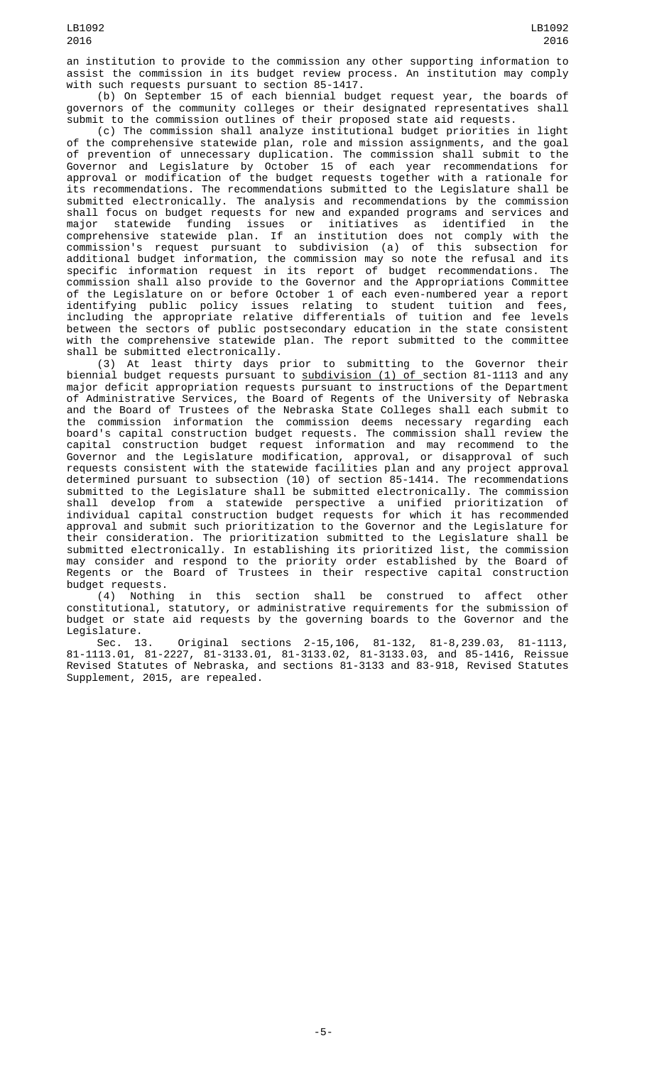an institution to provide to the commission any other supporting information to assist the commission in its budget review process. An institution may comply with such requests pursuant to section 85-1417.

(b) On September 15 of each biennial budget request year, the boards of governors of the community colleges or their designated representatives shall submit to the commission outlines of their proposed state aid requests.

(c) The commission shall analyze institutional budget priorities in light of the comprehensive statewide plan, role and mission assignments, and the goal of prevention of unnecessary duplication. The commission shall submit to the Governor and Legislature by October 15 of each year recommendations for approval or modification of the budget requests together with a rationale for its recommendations. The recommendations submitted to the Legislature shall be submitted electronically. The analysis and recommendations by the commission shall focus on budget requests for new and expanded programs and services and major statewide funding issues or initiatives as identified in the comprehensive statewide plan. If an institution does not comply with the commission's request pursuant to subdivision (a) of this subsection for additional budget information, the commission may so note the refusal and its specific information request in its report of budget recommendations. The commission shall also provide to the Governor and the Appropriations Committee of the Legislature on or before October 1 of each even-numbered year a report identifying public policy issues relating to student tuition and fees, including the appropriate relative differentials of tuition and fee levels between the sectors of public postsecondary education in the state consistent with the comprehensive statewide plan. The report submitted to the committee shall be submitted electronically.

(3) At least thirty days prior to submitting to the Governor their biennial budget requests pursuant to <u>subdivision (1) of</u> section 81-1113 and any major deficit appropriation requests pursuant to instructions of the Department of Administrative Services, the Board of Regents of the University of Nebraska and the Board of Trustees of the Nebraska State Colleges shall each submit to the commission information the commission deems necessary regarding each board's capital construction budget requests. The commission shall review the capital construction budget request information and may recommend to the Governor and the Legislature modification, approval, or disapproval of such requests consistent with the statewide facilities plan and any project approval determined pursuant to subsection (10) of section 85-1414. The recommendations submitted to the Legislature shall be submitted electronically. The commission shall develop from a statewide perspective a unified prioritization of individual capital construction budget requests for which it has recommended approval and submit such prioritization to the Governor and the Legislature for their consideration. The prioritization submitted to the Legislature shall be submitted electronically. In establishing its prioritized list, the commission may consider and respond to the priority order established by the Board of Regents or the Board of Trustees in their respective capital construction budget requests.

(4) Nothing in this section shall be construed to affect other constitutional, statutory, or administrative requirements for the submission of budget or state aid requests by the governing boards to the Governor and the Legislature.

Sec. 13. Original sections 2-15,106, 81-132, 81-8,239.03, 81-1113, 81-1113.01, 81-2227, 81-3133.01, 81-3133.02, 81-3133.03, and 85-1416, Reissue Revised Statutes of Nebraska, and sections 81-3133 and 83-918, Revised Statutes Supplement, 2015, are repealed.